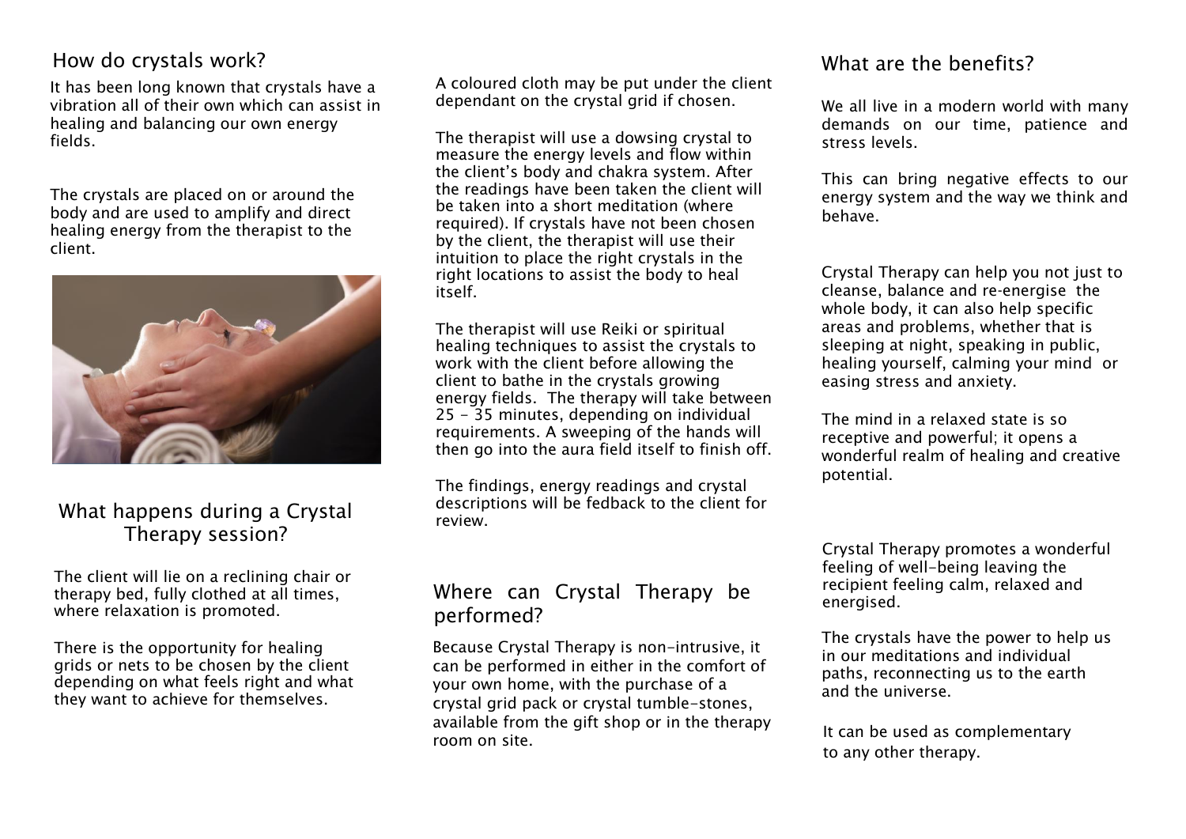## How do crystals work?

It has been long known that crystals have a vibration all of their own which can assist in healing and balancing our own energy fields.

The crystals are placed on or around the body and are used to amplify and direct healing energy from the therapist to the client.

## What happens during a Crystal Therapy session?

The client will lie on a reclining chair or therapy bed, fully clothed at all times, where relaxation is promoted.

There is the opportunity for healing grids or nets to be chosen by the client depending on what feels right and what they want to achieve for themselves.

A coloured cloth may be put under the client dependant on the crystal grid if chosen.

The therapist will use a dowsing crystal to measure the energy levels and flow within the client's body and chakra system. After the readings have been taken the client will be taken into a short meditation (where required). If crystals have not been chosen by the client, the therapist will use their intuition to place the right crystals in the right locations to assist the body to heal itself.

The therapist will use Reiki or spiritual healing techniques to assist the crystals to work with the client before allowing the client to bathe in the crystals growing energy fields. The therapy will take between 25 - 35 minutes, depending on individual requirements. A sweeping of the hands will then go into the aura field itself to finish off.

The findings, energy readings and crystal descriptions will be fedback to the client for review.

## Where can Crystal Therapy be performed?

Because Crystal Therapy is non-intrusive, it can be performed in either in the comfort of your own home, with the purchase of a crystal grid pack or crystal tumble-stones, available from the gift shop or in the therapy room on site.

## What are the benefits?

We all live in a modern world with many demands on our time, patience and stress levels.

This can bring negative effects to our energy system and the way we think and behave.

Crystal Therapy can help you not just to cleanse, balance and re-energise the whole body, it can also help specific areas and problems, whether that is sleeping at night, speaking in public, healing yourself, calming your mind or easing stress and anxiety.

The mind in a relaxed state is so receptive and powerful; it opens a wonderful realm of healing and creative potential.

Crystal Therapy promotes a wonderful feeling of well-being leaving the recipient feeling calm, relaxed and energised.

The crystals have the power to help us in our meditations and individual paths, reconnecting us to the earth and the universe.

It can be used as complementary to any other therapy.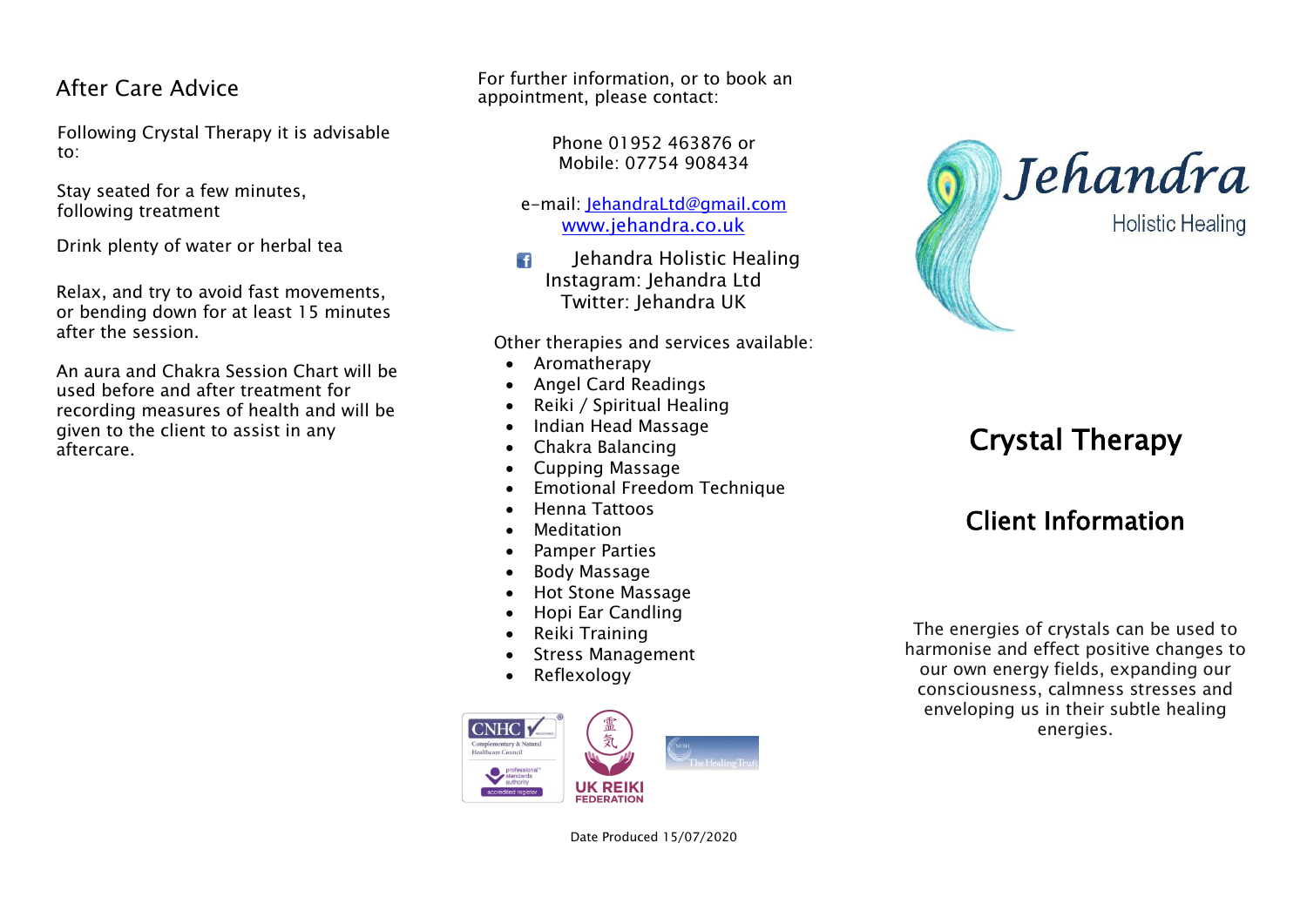## After Care Advice

Following Crystal Therapy it is advisable to:

Stay seated for a few minutes, following treatment

Drink plenty of water or herbal tea

Relax, and try to avoid fast movements, or bending down for at least 15 minutes after the session.

An aura and Chakra Session Chart will be used before and after treatment for recording measures of health and will be given to the client to assist in any aftercare.

For further information, or to book an appointment, please contact:

Phone 01952 463876 or
Mobile: 07754 908434

e-mail: JehandraLtd@gmail.com
www.jehandra.co.uk

Jehandra Holistic Healing
Instagram: Jehandra Ltd
Twitter: Jehandra UK

Other therapies and services available:

- Aromatherapy
- Angel Card Readings
- Reiki / Spiritual Healing
- Indian Head Massage
- Chakra Balancing
- Cupping Massage
- Emotional Freedom Technique
- Henna Tattoos
- Meditation
- Pamper Parties
- Body Massage
- Hot Stone Massage
- Hopi Ear Candling
- Reiki Training
- Stress Management
- Reflexology

CNHC Complementary & Natural Healthcare Council — professional standards authority accredited register

UK REIKI FEDERATION

The Healing Trust

Date Produced 15/07/2020

Jehandra

Holistic Healing

# Crystal Therapy

# Client Information

The energies of crystals can be used to harmonise and effect positive changes to our own energy fields, expanding our consciousness, calmness stresses and enveloping us in their subtle healing energies.